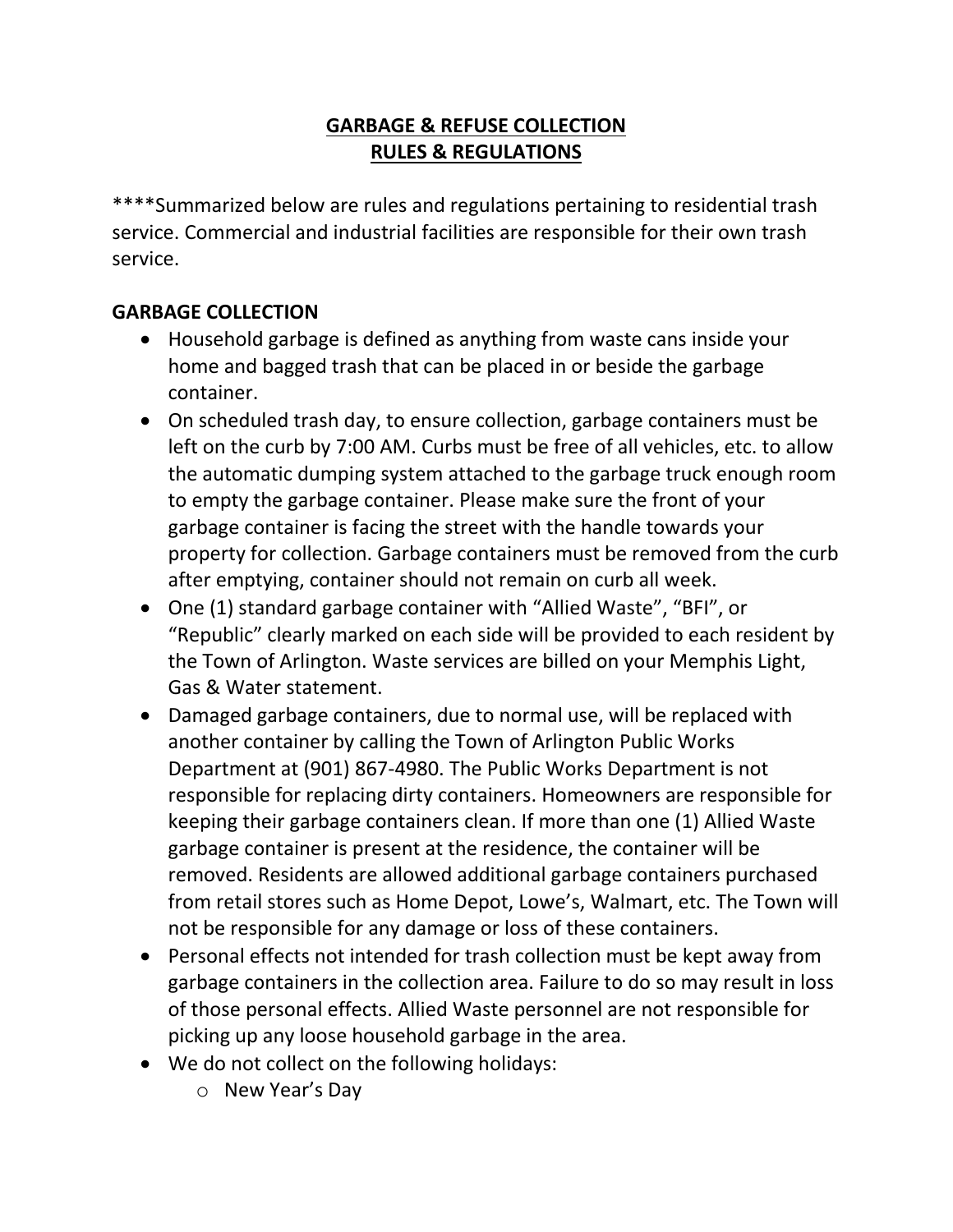# GARBAGE & REFUSE COLLECTION
# RULES & REGULATIONS

****Summarized below are rules and regulations pertaining to residential trash service. Commercial and industrial facilities are responsible for their own trash service.

## GARBAGE COLLECTION

- Household garbage is defined as anything from waste cans inside your home and bagged trash that can be placed in or beside the garbage container.
- On scheduled trash day, to ensure collection, garbage containers must be left on the curb by 7:00 AM. Curbs must be free of all vehicles, etc. to allow the automatic dumping system attached to the garbage truck enough room to empty the garbage container. Please make sure the front of your garbage container is facing the street with the handle towards your property for collection. Garbage containers must be removed from the curb after emptying, container should not remain on curb all week.
- One (1) standard garbage container with "Allied Waste", "BFI", or "Republic" clearly marked on each side will be provided to each resident by the Town of Arlington. Waste services are billed on your Memphis Light, Gas & Water statement.
- Damaged garbage containers, due to normal use, will be replaced with another container by calling the Town of Arlington Public Works Department at (901) 867-4980. The Public Works Department is not responsible for replacing dirty containers. Homeowners are responsible for keeping their garbage containers clean. If more than one (1) Allied Waste garbage container is present at the residence, the container will be removed. Residents are allowed additional garbage containers purchased from retail stores such as Home Depot, Lowe's, Walmart, etc. The Town will not be responsible for any damage or loss of these containers.
- Personal effects not intended for trash collection must be kept away from garbage containers in the collection area. Failure to do so may result in loss of those personal effects. Allied Waste personnel are not responsible for picking up any loose household garbage in the area.
- We do not collect on the following holidays:
  - New Year's Day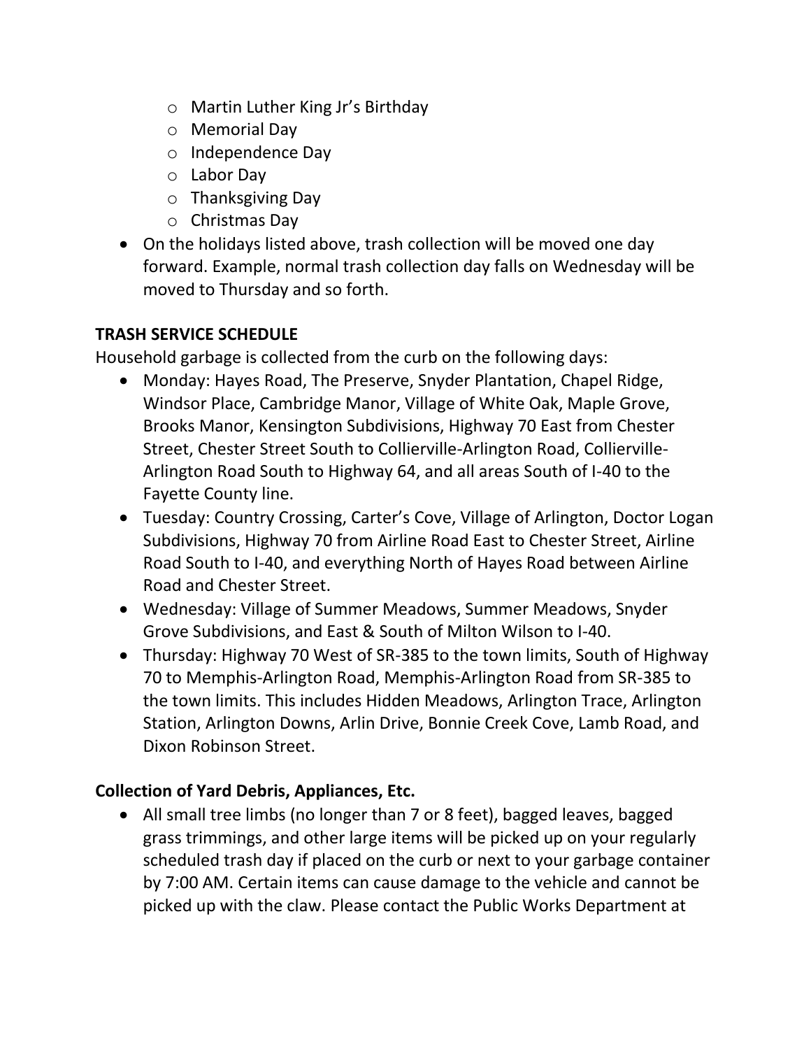- Martin Luther King Jr's Birthday
  - Memorial Day
  - Independence Day
  - Labor Day
  - Thanksgiving Day
  - Christmas Day
- On the holidays listed above, trash collection will be moved one day forward. Example, normal trash collection day falls on Wednesday will be moved to Thursday and so forth.

**TRASH SERVICE SCHEDULE**

Household garbage is collected from the curb on the following days:

- Monday: Hayes Road, The Preserve, Snyder Plantation, Chapel Ridge, Windsor Place, Cambridge Manor, Village of White Oak, Maple Grove, Brooks Manor, Kensington Subdivisions, Highway 70 East from Chester Street, Chester Street South to Collierville-Arlington Road, Collierville-Arlington Road South to Highway 64, and all areas South of I-40 to the Fayette County line.
- Tuesday: Country Crossing, Carter's Cove, Village of Arlington, Doctor Logan Subdivisions, Highway 70 from Airline Road East to Chester Street, Airline Road South to I-40, and everything North of Hayes Road between Airline Road and Chester Street.
- Wednesday: Village of Summer Meadows, Summer Meadows, Snyder Grove Subdivisions, and East & South of Milton Wilson to I-40.
- Thursday: Highway 70 West of SR-385 to the town limits, South of Highway 70 to Memphis-Arlington Road, Memphis-Arlington Road from SR-385 to the town limits. This includes Hidden Meadows, Arlington Trace, Arlington Station, Arlington Downs, Arlin Drive, Bonnie Creek Cove, Lamb Road, and Dixon Robinson Street.

**Collection of Yard Debris, Appliances, Etc.**

- All small tree limbs (no longer than 7 or 8 feet), bagged leaves, bagged grass trimmings, and other large items will be picked up on your regularly scheduled trash day if placed on the curb or next to your garbage container by 7:00 AM. Certain items can cause damage to the vehicle and cannot be picked up with the claw. Please contact the Public Works Department at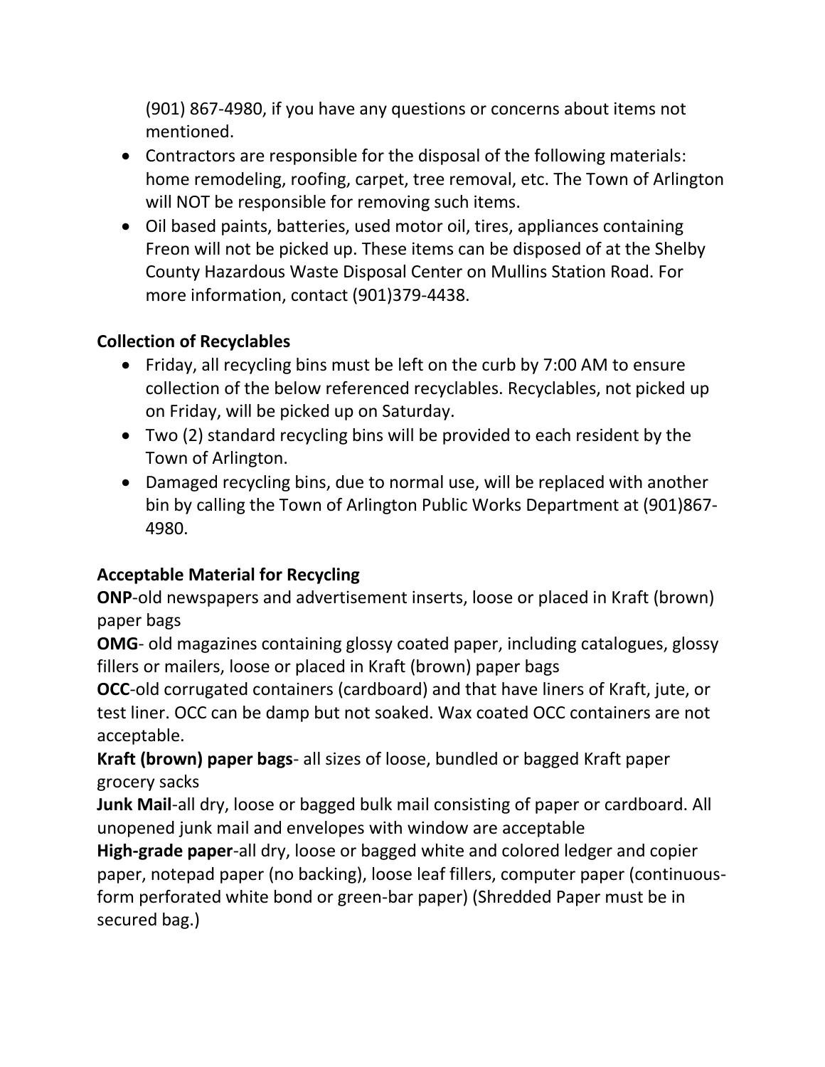(901) 867-4980, if you have any questions or concerns about items not mentioned.

- Contractors are responsible for the disposal of the following materials: home remodeling, roofing, carpet, tree removal, etc. The Town of Arlington will NOT be responsible for removing such items.
- Oil based paints, batteries, used motor oil, tires, appliances containing Freon will not be picked up. These items can be disposed of at the Shelby County Hazardous Waste Disposal Center on Mullins Station Road. For more information, contact (901)379-4438.

**Collection of Recyclables**

- Friday, all recycling bins must be left on the curb by 7:00 AM to ensure collection of the below referenced recyclables. Recyclables, not picked up on Friday, will be picked up on Saturday.
- Two (2) standard recycling bins will be provided to each resident by the Town of Arlington.
- Damaged recycling bins, due to normal use, will be replaced with another bin by calling the Town of Arlington Public Works Department at (901)867-4980.

**Acceptable Material for Recycling**

**ONP**-old newspapers and advertisement inserts, loose or placed in Kraft (brown) paper bags

**OMG**- old magazines containing glossy coated paper, including catalogues, glossy fillers or mailers, loose or placed in Kraft (brown) paper bags

**OCC**-old corrugated containers (cardboard) and that have liners of Kraft, jute, or test liner. OCC can be damp but not soaked. Wax coated OCC containers are not acceptable.

**Kraft (brown) paper bags**- all sizes of loose, bundled or bagged Kraft paper grocery sacks

**Junk Mail**-all dry, loose or bagged bulk mail consisting of paper or cardboard. All unopened junk mail and envelopes with window are acceptable

**High-grade paper**-all dry, loose or bagged white and colored ledger and copier paper, notepad paper (no backing), loose leaf fillers, computer paper (continuous-form perforated white bond or green-bar paper) (Shredded Paper must be in secured bag.)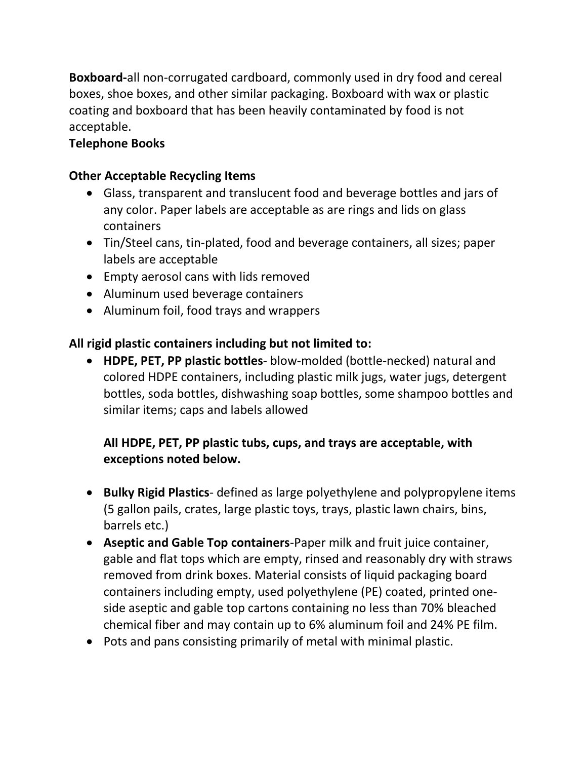**Boxboard-**all non-corrugated cardboard, commonly used in dry food and cereal boxes, shoe boxes, and other similar packaging. Boxboard with wax or plastic coating and boxboard that has been heavily contaminated by food is not acceptable.

**Telephone Books**

**Other Acceptable Recycling Items**

- Glass, transparent and translucent food and beverage bottles and jars of any color. Paper labels are acceptable as are rings and lids on glass containers
- Tin/Steel cans, tin-plated, food and beverage containers, all sizes; paper labels are acceptable
- Empty aerosol cans with lids removed
- Aluminum used beverage containers
- Aluminum foil, food trays and wrappers

**All rigid plastic containers including but not limited to:**

- **HDPE, PET, PP plastic bottles**- blow-molded (bottle-necked) natural and colored HDPE containers, including plastic milk jugs, water jugs, detergent bottles, soda bottles, dishwashing soap bottles, some shampoo bottles and similar items; caps and labels allowed

  **All HDPE, PET, PP plastic tubs, cups, and trays are acceptable, with exceptions noted below.**

- **Bulky Rigid Plastics**- defined as large polyethylene and polypropylene items (5 gallon pails, crates, large plastic toys, trays, plastic lawn chairs, bins, barrels etc.)
- **Aseptic and Gable Top containers**-Paper milk and fruit juice container, gable and flat tops which are empty, rinsed and reasonably dry with straws removed from drink boxes. Material consists of liquid packaging board containers including empty, used polyethylene (PE) coated, printed one-side aseptic and gable top cartons containing no less than 70% bleached chemical fiber and may contain up to 6% aluminum foil and 24% PE film.
- Pots and pans consisting primarily of metal with minimal plastic.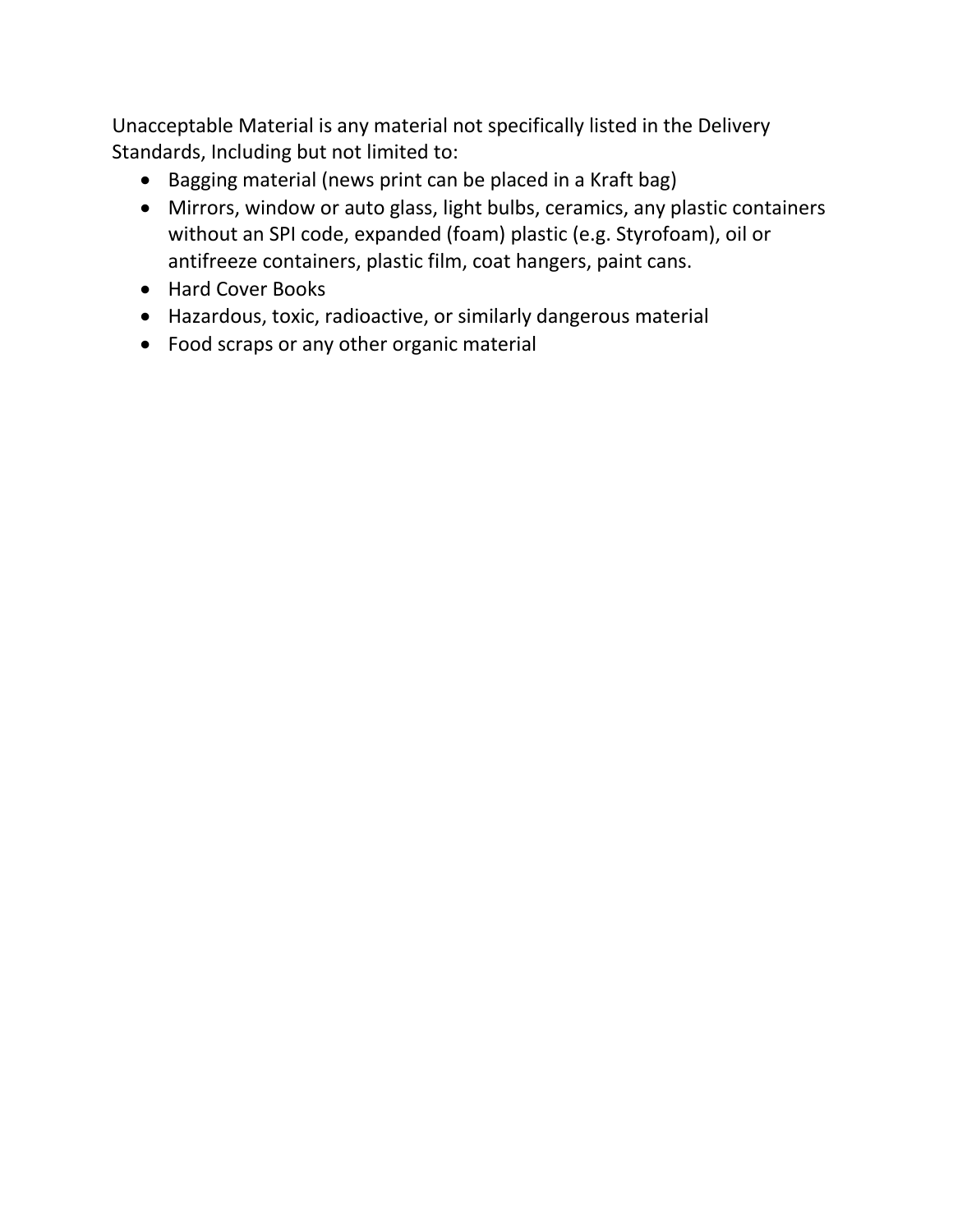Unacceptable Material is any material not specifically listed in the Delivery Standards, Including but not limited to:

- Bagging material (news print can be placed in a Kraft bag)
- Mirrors, window or auto glass, light bulbs, ceramics, any plastic containers without an SPI code, expanded (foam) plastic (e.g. Styrofoam), oil or antifreeze containers, plastic film, coat hangers, paint cans.
- Hard Cover Books
- Hazardous, toxic, radioactive, or similarly dangerous material
- Food scraps or any other organic material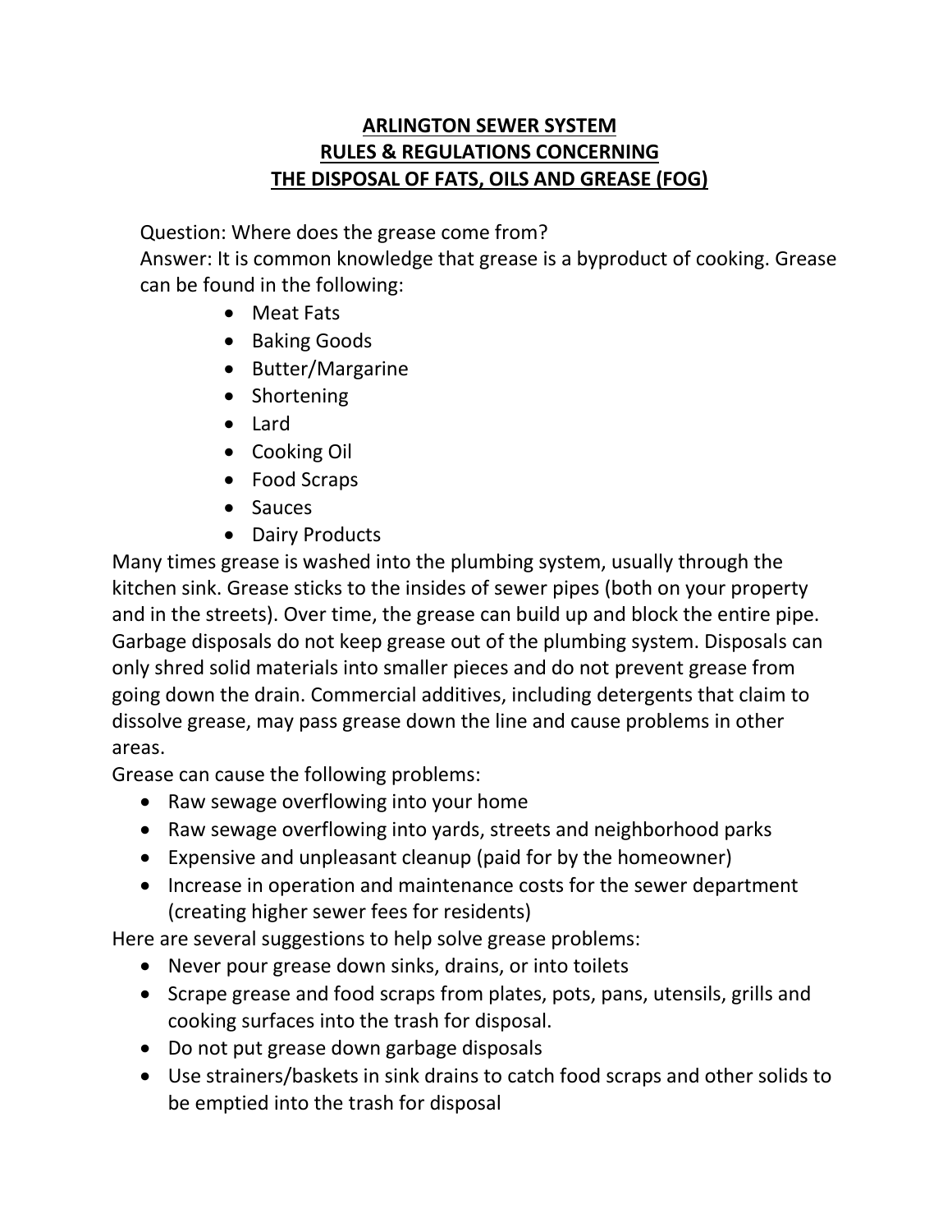# ARLINGTON SEWER SYSTEM
# RULES & REGULATIONS CONCERNING
# THE DISPOSAL OF FATS, OILS AND GREASE (FOG)

Question: Where does the grease come from?

Answer: It is common knowledge that grease is a byproduct of cooking. Grease can be found in the following:

- Meat Fats
- Baking Goods
- Butter/Margarine
- Shortening
- Lard
- Cooking Oil
- Food Scraps
- Sauces
- Dairy Products

Many times grease is washed into the plumbing system, usually through the kitchen sink. Grease sticks to the insides of sewer pipes (both on your property and in the streets). Over time, the grease can build up and block the entire pipe. Garbage disposals do not keep grease out of the plumbing system. Disposals can only shred solid materials into smaller pieces and do not prevent grease from going down the drain. Commercial additives, including detergents that claim to dissolve grease, may pass grease down the line and cause problems in other areas.

Grease can cause the following problems:

- Raw sewage overflowing into your home
- Raw sewage overflowing into yards, streets and neighborhood parks
- Expensive and unpleasant cleanup (paid for by the homeowner)
- Increase in operation and maintenance costs for the sewer department (creating higher sewer fees for residents)

Here are several suggestions to help solve grease problems:

- Never pour grease down sinks, drains, or into toilets
- Scrape grease and food scraps from plates, pots, pans, utensils, grills and cooking surfaces into the trash for disposal.
- Do not put grease down garbage disposals
- Use strainers/baskets in sink drains to catch food scraps and other solids to be emptied into the trash for disposal